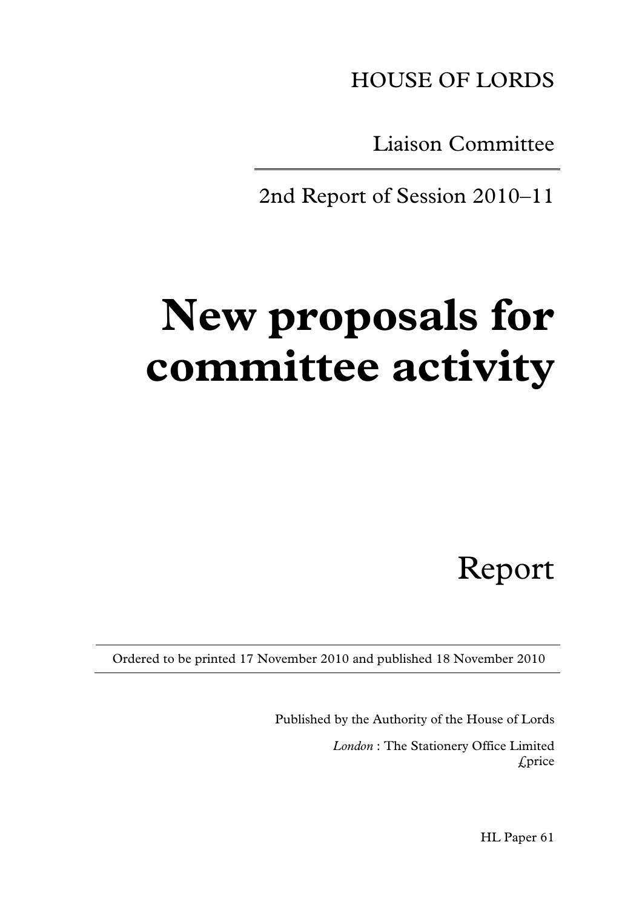HOUSE OF LORDS

Liaison Committee

2nd Report of Session 2010–11

# New proposals for committee activity

Report

Ordered to be printed 17 November 2010 and published 18 November 2010

Published by the Authority of the House of Lords

*London* : The Stationery Office Limited
£price

HL Paper 61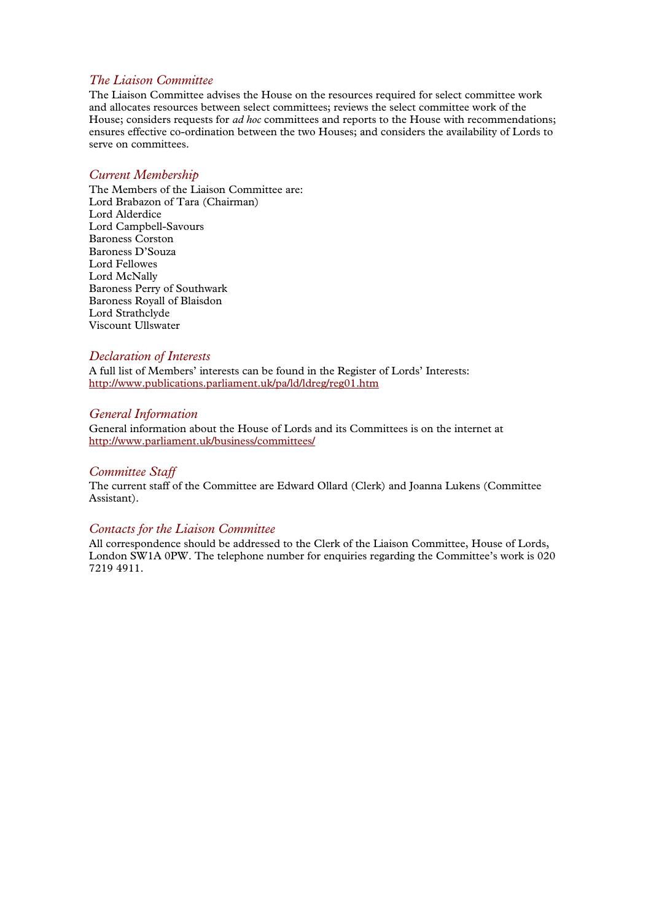## *The Liaison Committee*

The Liaison Committee advises the House on the resources required for select committee work and allocates resources between select committees; reviews the select committee work of the House; considers requests for *ad hoc* committees and reports to the House with recommendations; ensures effective co-ordination between the two Houses; and considers the availability of Lords to serve on committees.

## *Current Membership*

The Members of the Liaison Committee are:
Lord Brabazon of Tara (Chairman)
Lord Alderdice
Lord Campbell-Savours
Baroness Corston
Baroness D'Souza
Lord Fellowes
Lord McNally
Baroness Perry of Southwark
Baroness Royall of Blaisdon
Lord Strathclyde
Viscount Ullswater

## *Declaration of Interests*

A full list of Members' interests can be found in the Register of Lords' Interests:
http://www.publications.parliament.uk/pa/ld/ldreg/reg01.htm

## *General Information*

General information about the House of Lords and its Committees is on the internet at
http://www.parliament.uk/business/committees/

## *Committee Staff*

The current staff of the Committee are Edward Ollard (Clerk) and Joanna Lukens (Committee Assistant).

## *Contacts for the Liaison Committee*

All correspondence should be addressed to the Clerk of the Liaison Committee, House of Lords, London SW1A 0PW. The telephone number for enquiries regarding the Committee's work is 020 7219 4911.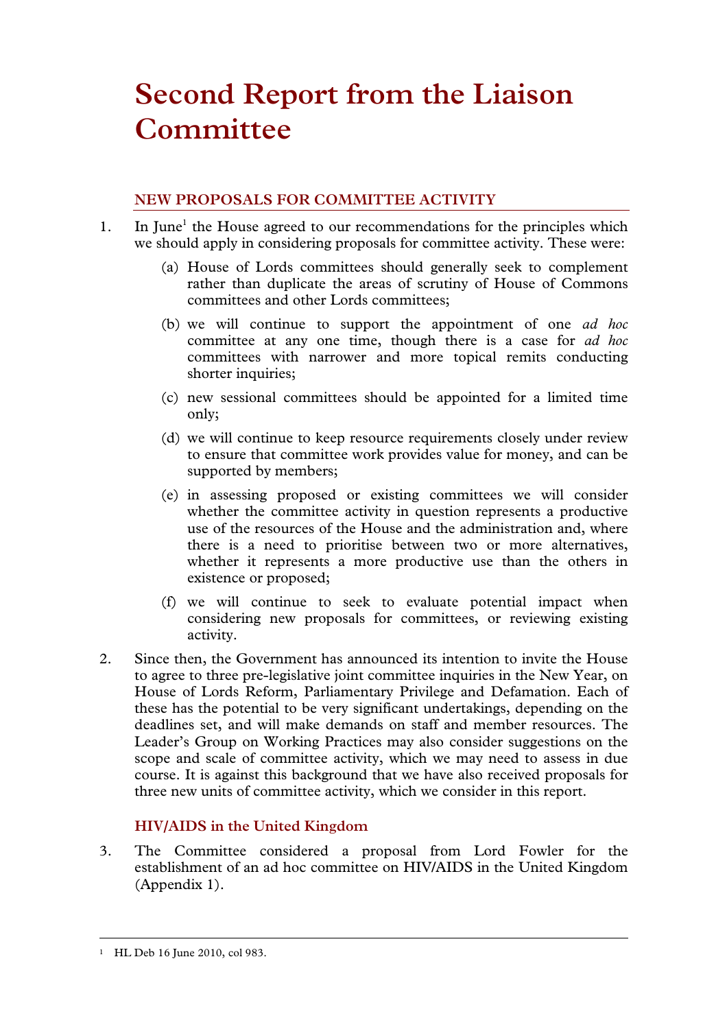# Second Report from the Liaison Committee

## NEW PROPOSALS FOR COMMITTEE ACTIVITY

1. In June[1] the House agreed to our recommendations for the principles which we should apply in considering proposals for committee activity. These were:

   (a) House of Lords committees should generally seek to complement rather than duplicate the areas of scrutiny of House of Commons committees and other Lords committees;

   (b) we will continue to support the appointment of one *ad hoc* committee at any one time, though there is a case for *ad hoc* committees with narrower and more topical remits conducting shorter inquiries;

   (c) new sessional committees should be appointed for a limited time only;

   (d) we will continue to keep resource requirements closely under review to ensure that committee work provides value for money, and can be supported by members;

   (e) in assessing proposed or existing committees we will consider whether the committee activity in question represents a productive use of the resources of the House and the administration and, where there is a need to prioritise between two or more alternatives, whether it represents a more productive use than the others in existence or proposed;

   (f) we will continue to seek to evaluate potential impact when considering new proposals for committees, or reviewing existing activity.

2. Since then, the Government has announced its intention to invite the House to agree to three pre-legislative joint committee inquiries in the New Year, on House of Lords Reform, Parliamentary Privilege and Defamation. Each of these has the potential to be very significant undertakings, depending on the deadlines set, and will make demands on staff and member resources. The Leader's Group on Working Practices may also consider suggestions on the scope and scale of committee activity, which we may need to assess in due course. It is against this background that we have also received proposals for three new units of committee activity, which we consider in this report.

### HIV/AIDS in the United Kingdom

3. The Committee considered a proposal from Lord Fowler for the establishment of an ad hoc committee on HIV/AIDS in the United Kingdom (Appendix 1).

---

[1] HL Deb 16 June 2010, col 983.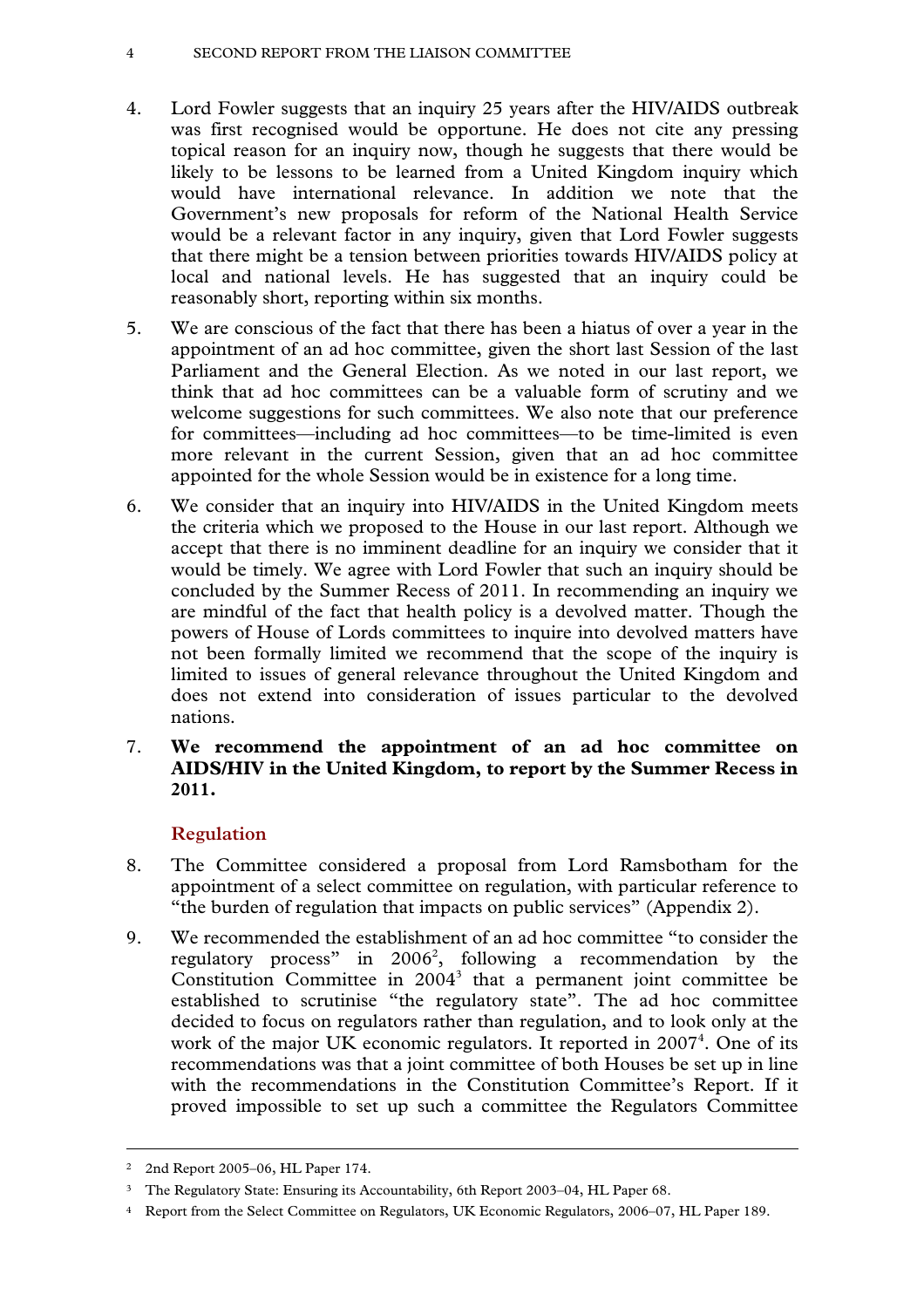4. Lord Fowler suggests that an inquiry 25 years after the HIV/AIDS outbreak was first recognised would be opportune. He does not cite any pressing topical reason for an inquiry now, though he suggests that there would be likely to be lessons to be learned from a United Kingdom inquiry which would have international relevance. In addition we note that the Government's new proposals for reform of the National Health Service would be a relevant factor in any inquiry, given that Lord Fowler suggests that there might be a tension between priorities towards HIV/AIDS policy at local and national levels. He has suggested that an inquiry could be reasonably short, reporting within six months.

5. We are conscious of the fact that there has been a hiatus of over a year in the appointment of an ad hoc committee, given the short last Session of the last Parliament and the General Election. As we noted in our last report, we think that ad hoc committees can be a valuable form of scrutiny and we welcome suggestions for such committees. We also note that our preference for committees—including ad hoc committees—to be time-limited is even more relevant in the current Session, given that an ad hoc committee appointed for the whole Session would be in existence for a long time.

6. We consider that an inquiry into HIV/AIDS in the United Kingdom meets the criteria which we proposed to the House in our last report. Although we accept that there is no imminent deadline for an inquiry we consider that it would be timely. We agree with Lord Fowler that such an inquiry should be concluded by the Summer Recess of 2011. In recommending an inquiry we are mindful of the fact that health policy is a devolved matter. Though the powers of House of Lords committees to inquire into devolved matters have not been formally limited we recommend that the scope of the inquiry is limited to issues of general relevance throughout the United Kingdom and does not extend into consideration of issues particular to the devolved nations.

7. **We recommend the appointment of an ad hoc committee on AIDS/HIV in the United Kingdom, to report by the Summer Recess in 2011.**

## Regulation

8. The Committee considered a proposal from Lord Ramsbotham for the appointment of a select committee on regulation, with particular reference to "the burden of regulation that impacts on public services" (Appendix 2).

9. We recommended the establishment of an ad hoc committee "to consider the regulatory process" in 2006[2], following a recommendation by the Constitution Committee in 2004[3] that a permanent joint committee be established to scrutinise "the regulatory state". The ad hoc committee decided to focus on regulators rather than regulation, and to look only at the work of the major UK economic regulators. It reported in 2007[4]. One of its recommendations was that a joint committee of both Houses be set up in line with the recommendations in the Constitution Committee's Report. If it proved impossible to set up such a committee the Regulators Committee

---

[2] 2nd Report 2005–06, HL Paper 174.

[3] The Regulatory State: Ensuring its Accountability, 6th Report 2003–04, HL Paper 68.

[4] Report from the Select Committee on Regulators, UK Economic Regulators, 2006–07, HL Paper 189.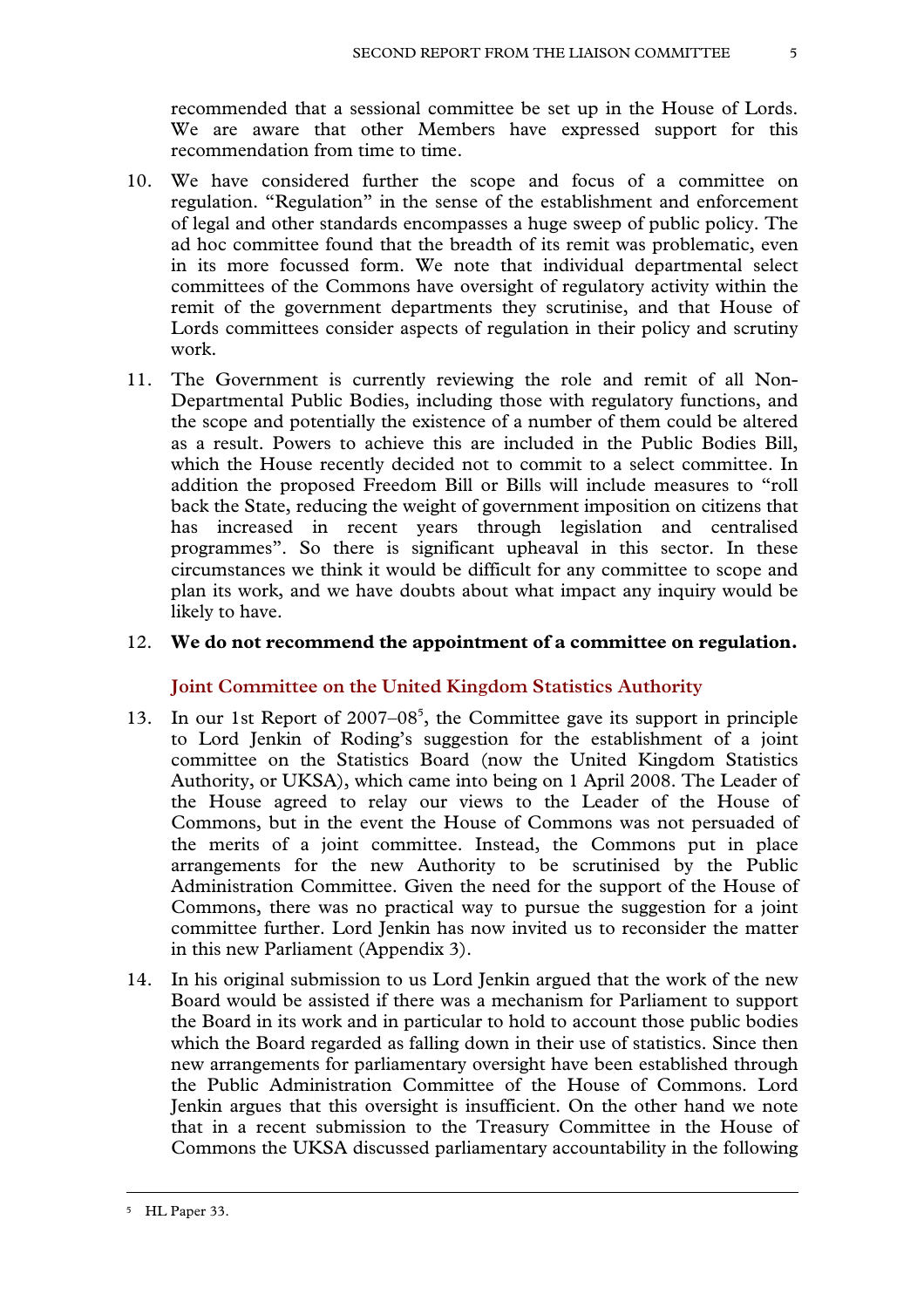recommended that a sessional committee be set up in the House of Lords. We are aware that other Members have expressed support for this recommendation from time to time.

10. We have considered further the scope and focus of a committee on regulation. "Regulation" in the sense of the establishment and enforcement of legal and other standards encompasses a huge sweep of public policy. The ad hoc committee found that the breadth of its remit was problematic, even in its more focussed form. We note that individual departmental select committees of the Commons have oversight of regulatory activity within the remit of the government departments they scrutinise, and that House of Lords committees consider aspects of regulation in their policy and scrutiny work.

11. The Government is currently reviewing the role and remit of all Non-Departmental Public Bodies, including those with regulatory functions, and the scope and potentially the existence of a number of them could be altered as a result. Powers to achieve this are included in the Public Bodies Bill, which the House recently decided not to commit to a select committee. In addition the proposed Freedom Bill or Bills will include measures to "roll back the State, reducing the weight of government imposition on citizens that has increased in recent years through legislation and centralised programmes". So there is significant upheaval in this sector. In these circumstances we think it would be difficult for any committee to scope and plan its work, and we have doubts about what impact any inquiry would be likely to have.

12. **We do not recommend the appointment of a committee on regulation.**

### Joint Committee on the United Kingdom Statistics Authority

13. In our 1st Report of 2007–08[5], the Committee gave its support in principle to Lord Jenkin of Roding's suggestion for the establishment of a joint committee on the Statistics Board (now the United Kingdom Statistics Authority, or UKSA), which came into being on 1 April 2008. The Leader of the House agreed to relay our views to the Leader of the House of Commons, but in the event the House of Commons was not persuaded of the merits of a joint committee. Instead, the Commons put in place arrangements for the new Authority to be scrutinised by the Public Administration Committee. Given the need for the support of the House of Commons, there was no practical way to pursue the suggestion for a joint committee further. Lord Jenkin has now invited us to reconsider the matter in this new Parliament (Appendix 3).

14. In his original submission to us Lord Jenkin argued that the work of the new Board would be assisted if there was a mechanism for Parliament to support the Board in its work and in particular to hold to account those public bodies which the Board regarded as falling down in their use of statistics. Since then new arrangements for parliamentary oversight have been established through the Public Administration Committee of the House of Commons. Lord Jenkin argues that this oversight is insufficient. On the other hand we note that in a recent submission to the Treasury Committee in the House of Commons the UKSA discussed parliamentary accountability in the following

---

[5] HL Paper 33.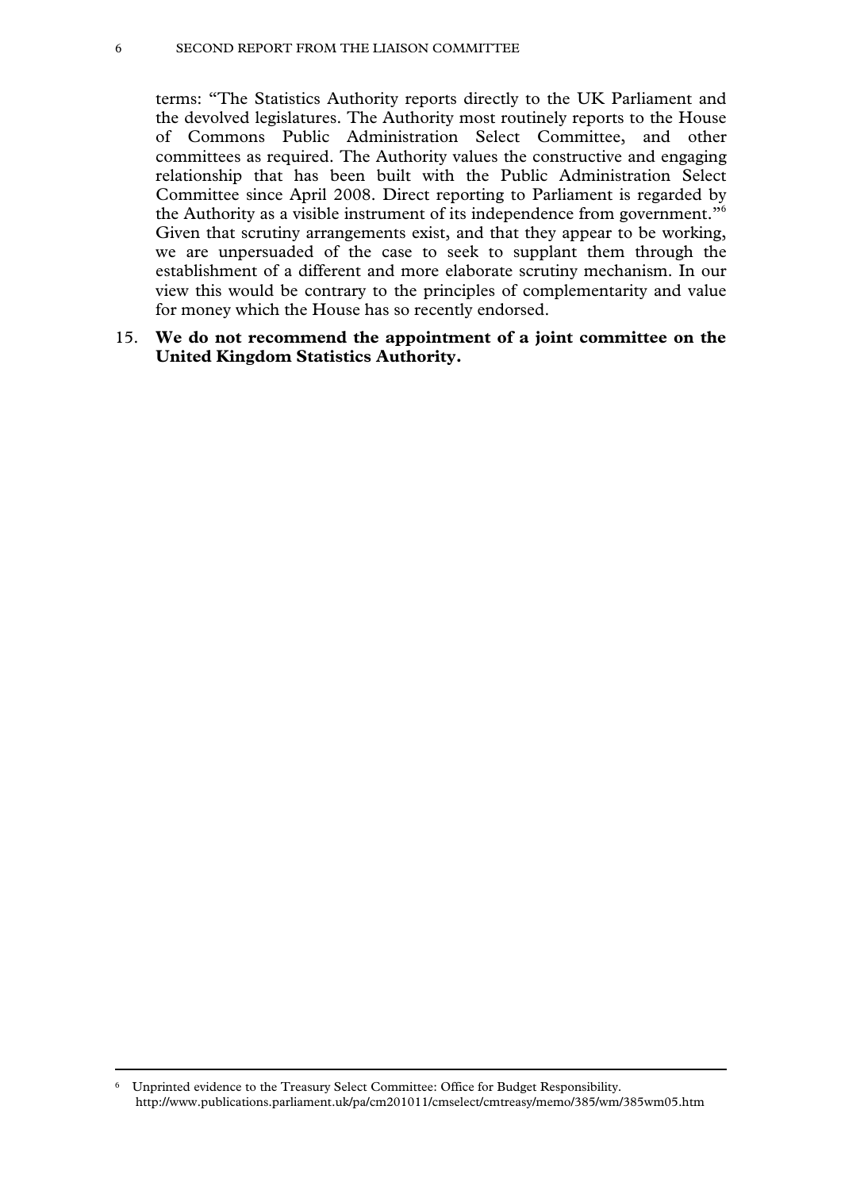terms: "The Statistics Authority reports directly to the UK Parliament and the devolved legislatures. The Authority most routinely reports to the House of Commons Public Administration Select Committee, and other committees as required. The Authority values the constructive and engaging relationship that has been built with the Public Administration Select Committee since April 2008. Direct reporting to Parliament is regarded by the Authority as a visible instrument of its independence from government."[6] Given that scrutiny arrangements exist, and that they appear to be working, we are unpersuaded of the case to seek to supplant them through the establishment of a different and more elaborate scrutiny mechanism. In our view this would be contrary to the principles of complementarity and value for money which the House has so recently endorsed.

15. **We do not recommend the appointment of a joint committee on the United Kingdom Statistics Authority.**

---

[6] Unprinted evidence to the Treasury Select Committee: Office for Budget Responsibility. http://www.publications.parliament.uk/pa/cm201011/cmselect/cmtreasy/memo/385/wm/385wm05.htm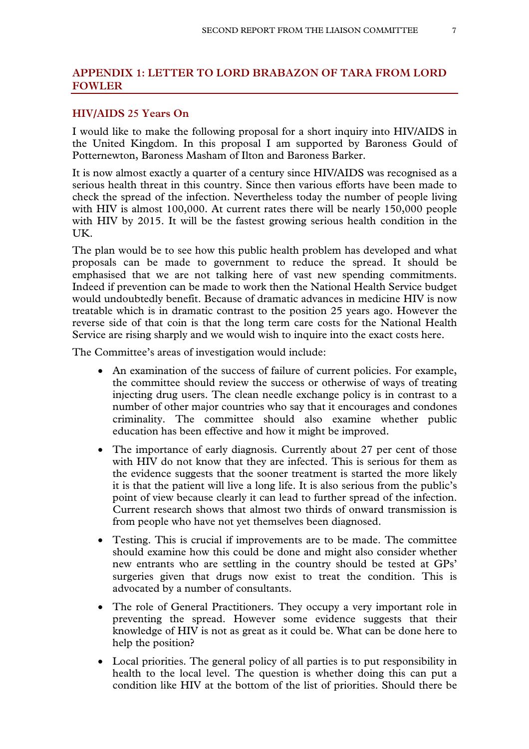## APPENDIX 1: LETTER TO LORD BRABAZON OF TARA FROM LORD FOWLER

### HIV/AIDS 25 Years On

I would like to make the following proposal for a short inquiry into HIV/AIDS in the United Kingdom. In this proposal I am supported by Baroness Gould of Potternewton, Baroness Masham of Ilton and Baroness Barker.

It is now almost exactly a quarter of a century since HIV/AIDS was recognised as a serious health threat in this country. Since then various efforts have been made to check the spread of the infection. Nevertheless today the number of people living with HIV is almost 100,000. At current rates there will be nearly 150,000 people with HIV by 2015. It will be the fastest growing serious health condition in the UK.

The plan would be to see how this public health problem has developed and what proposals can be made to government to reduce the spread. It should be emphasised that we are not talking here of vast new spending commitments. Indeed if prevention can be made to work then the National Health Service budget would undoubtedly benefit. Because of dramatic advances in medicine HIV is now treatable which is in dramatic contrast to the position 25 years ago. However the reverse side of that coin is that the long term care costs for the National Health Service are rising sharply and we would wish to inquire into the exact costs here.

The Committee's areas of investigation would include:

- An examination of the success of failure of current policies. For example, the committee should review the success or otherwise of ways of treating injecting drug users. The clean needle exchange policy is in contrast to a number of other major countries who say that it encourages and condones criminality. The committee should also examine whether public education has been effective and how it might be improved.
- The importance of early diagnosis. Currently about 27 per cent of those with HIV do not know that they are infected. This is serious for them as the evidence suggests that the sooner treatment is started the more likely it is that the patient will live a long life. It is also serious from the public's point of view because clearly it can lead to further spread of the infection. Current research shows that almost two thirds of onward transmission is from people who have not yet themselves been diagnosed.
- Testing. This is crucial if improvements are to be made. The committee should examine how this could be done and might also consider whether new entrants who are settling in the country should be tested at GPs' surgeries given that drugs now exist to treat the condition. This is advocated by a number of consultants.
- The role of General Practitioners. They occupy a very important role in preventing the spread. However some evidence suggests that their knowledge of HIV is not as great as it could be. What can be done here to help the position?
- Local priorities. The general policy of all parties is to put responsibility in health to the local level. The question is whether doing this can put a condition like HIV at the bottom of the list of priorities. Should there be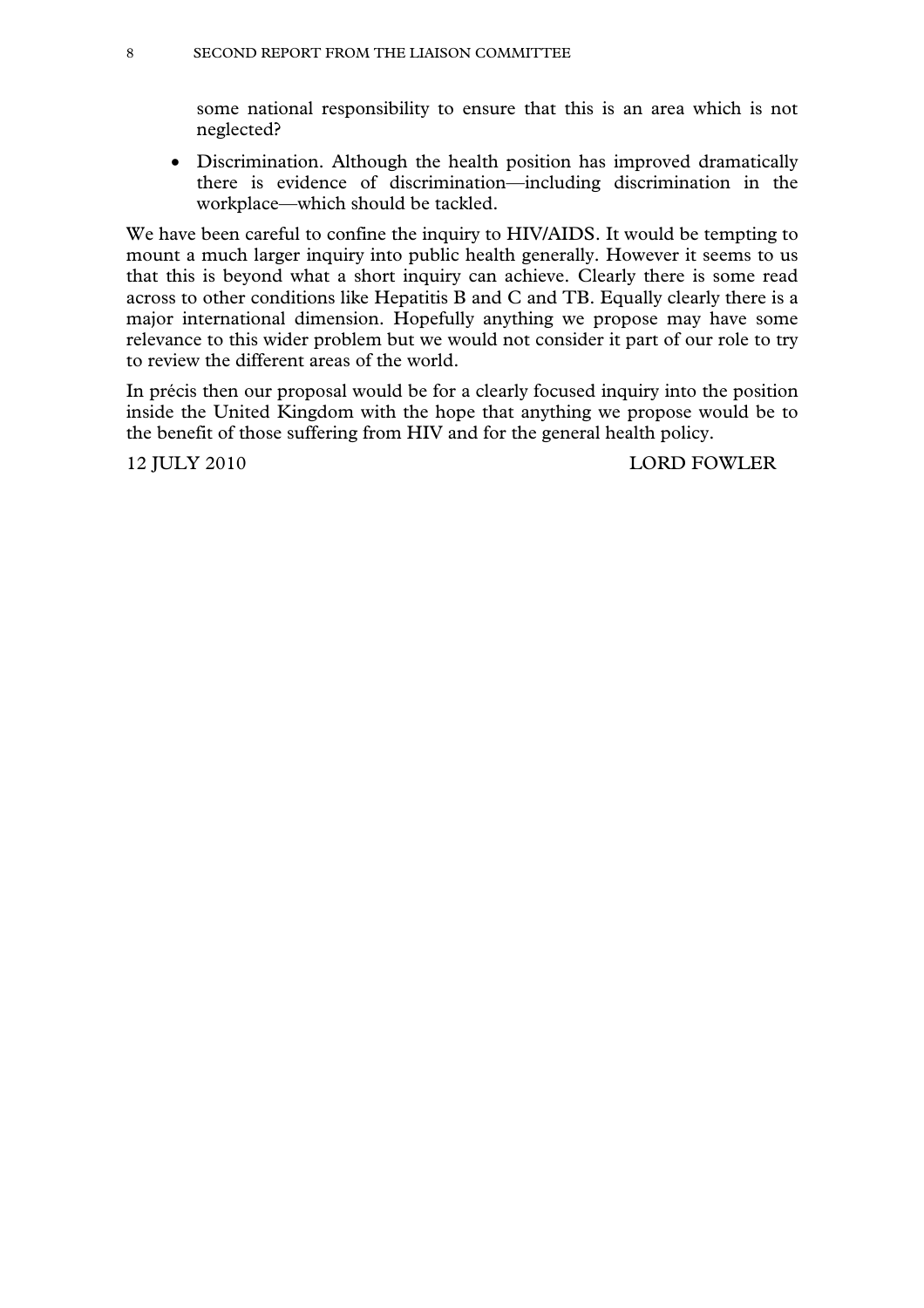some national responsibility to ensure that this is an area which is not neglected?

- Discrimination. Although the health position has improved dramatically there is evidence of discrimination—including discrimination in the workplace—which should be tackled.

We have been careful to confine the inquiry to HIV/AIDS. It would be tempting to mount a much larger inquiry into public health generally. However it seems to us that this is beyond what a short inquiry can achieve. Clearly there is some read across to other conditions like Hepatitis B and C and TB. Equally clearly there is a major international dimension. Hopefully anything we propose may have some relevance to this wider problem but we would not consider it part of our role to try to review the different areas of the world.

In précis then our proposal would be for a clearly focused inquiry into the position inside the United Kingdom with the hope that anything we propose would be to the benefit of those suffering from HIV and for the general health policy.

12 JULY 2010 LORD FOWLER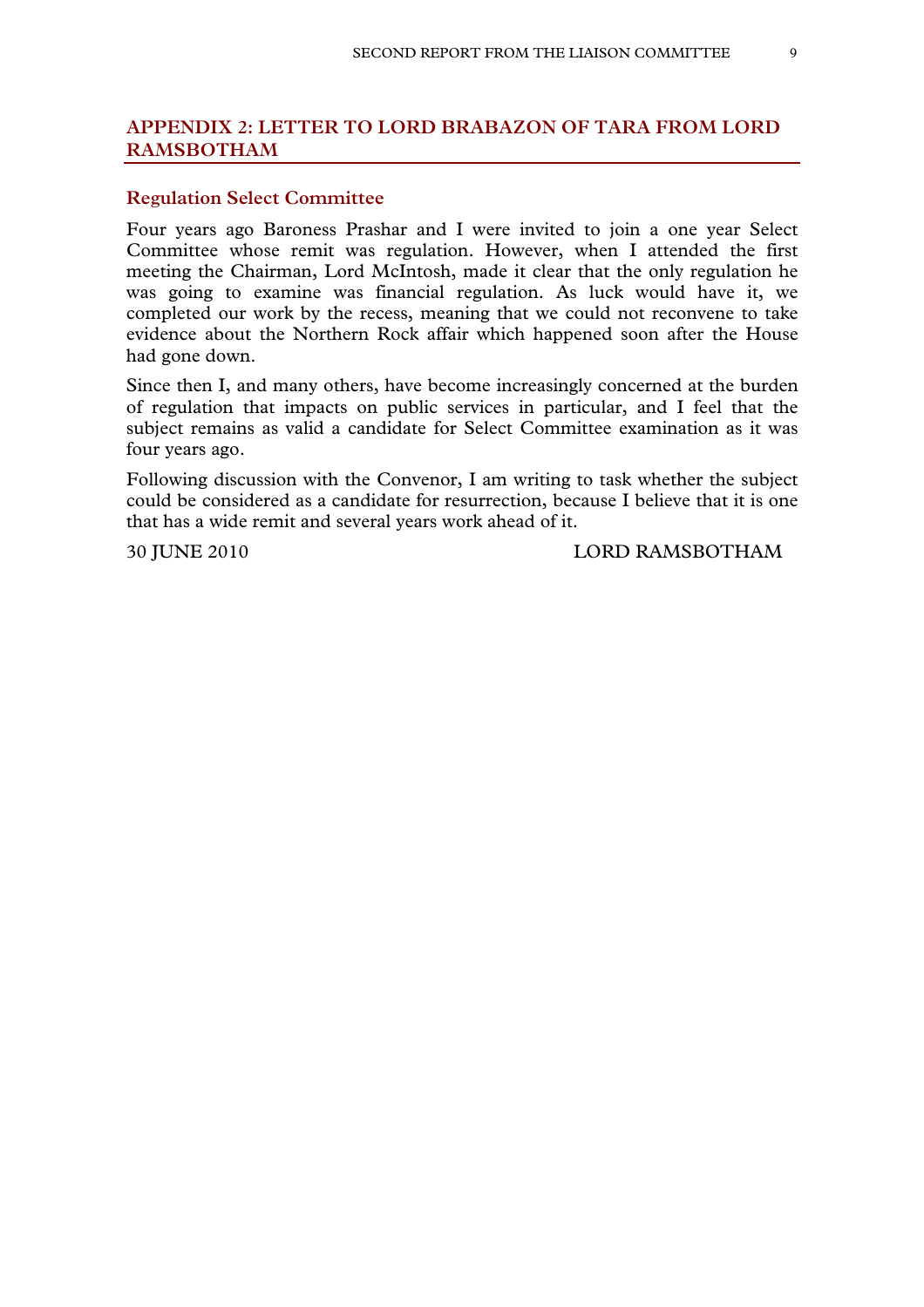## APPENDIX 2: LETTER TO LORD BRABAZON OF TARA FROM LORD RAMSBOTHAM

### Regulation Select Committee

Four years ago Baroness Prashar and I were invited to join a one year Select Committee whose remit was regulation. However, when I attended the first meeting the Chairman, Lord McIntosh, made it clear that the only regulation he was going to examine was financial regulation. As luck would have it, we completed our work by the recess, meaning that we could not reconvene to take evidence about the Northern Rock affair which happened soon after the House had gone down.

Since then I, and many others, have become increasingly concerned at the burden of regulation that impacts on public services in particular, and I feel that the subject remains as valid a candidate for Select Committee examination as it was four years ago.

Following discussion with the Convenor, I am writing to task whether the subject could be considered as a candidate for resurrection, because I believe that it is one that has a wide remit and several years work ahead of it.

30 JUNE 2010 LORD RAMSBOTHAM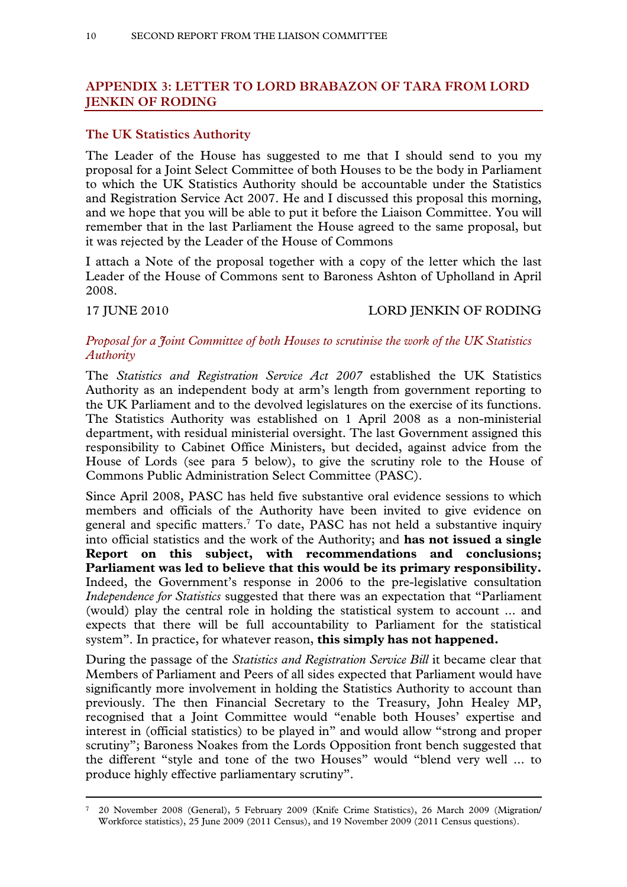## APPENDIX 3: LETTER TO LORD BRABAZON OF TARA FROM LORD JENKIN OF RODING

### The UK Statistics Authority

The Leader of the House has suggested to me that I should send to you my proposal for a Joint Select Committee of both Houses to be the body in Parliament to which the UK Statistics Authority should be accountable under the Statistics and Registration Service Act 2007. He and I discussed this proposal this morning, and we hope that you will be able to put it before the Liaison Committee. You will remember that in the last Parliament the House agreed to the same proposal, but it was rejected by the Leader of the House of Commons

I attach a Note of the proposal together with a copy of the letter which the last Leader of the House of Commons sent to Baroness Ashton of Upholland in April 2008.

17 JUNE 2010 LORD JENKIN OF RODING

*Proposal for a Joint Committee of both Houses to scrutinise the work of the UK Statistics Authority*

The *Statistics and Registration Service Act 2007* established the UK Statistics Authority as an independent body at arm's length from government reporting to the UK Parliament and to the devolved legislatures on the exercise of its functions. The Statistics Authority was established on 1 April 2008 as a non-ministerial department, with residual ministerial oversight. The last Government assigned this responsibility to Cabinet Office Ministers, but decided, against advice from the House of Lords (see para 5 below), to give the scrutiny role to the House of Commons Public Administration Select Committee (PASC).

Since April 2008, PASC has held five substantive oral evidence sessions to which members and officials of the Authority have been invited to give evidence on general and specific matters.[7] To date, PASC has not held a substantive inquiry into official statistics and the work of the Authority; and **has not issued a single Report on this subject, with recommendations and conclusions; Parliament was led to believe that this would be its primary responsibility.** Indeed, the Government's response in 2006 to the pre-legislative consultation *Independence for Statistics* suggested that there was an expectation that "Parliament (would) play the central role in holding the statistical system to account ... and expects that there will be full accountability to Parliament for the statistical system". In practice, for whatever reason, **this simply has not happened.**

During the passage of the *Statistics and Registration Service Bill* it became clear that Members of Parliament and Peers of all sides expected that Parliament would have significantly more involvement in holding the Statistics Authority to account than previously. The then Financial Secretary to the Treasury, John Healey MP, recognised that a Joint Committee would "enable both Houses' expertise and interest in (official statistics) to be played in" and would allow "strong and proper scrutiny"; Baroness Noakes from the Lords Opposition front bench suggested that the different "style and tone of the two Houses" would "blend very well ... to produce highly effective parliamentary scrutiny".

[7] 20 November 2008 (General), 5 February 2009 (Knife Crime Statistics), 26 March 2009 (Migration/Workforce statistics), 25 June 2009 (2011 Census), and 19 November 2009 (2011 Census questions).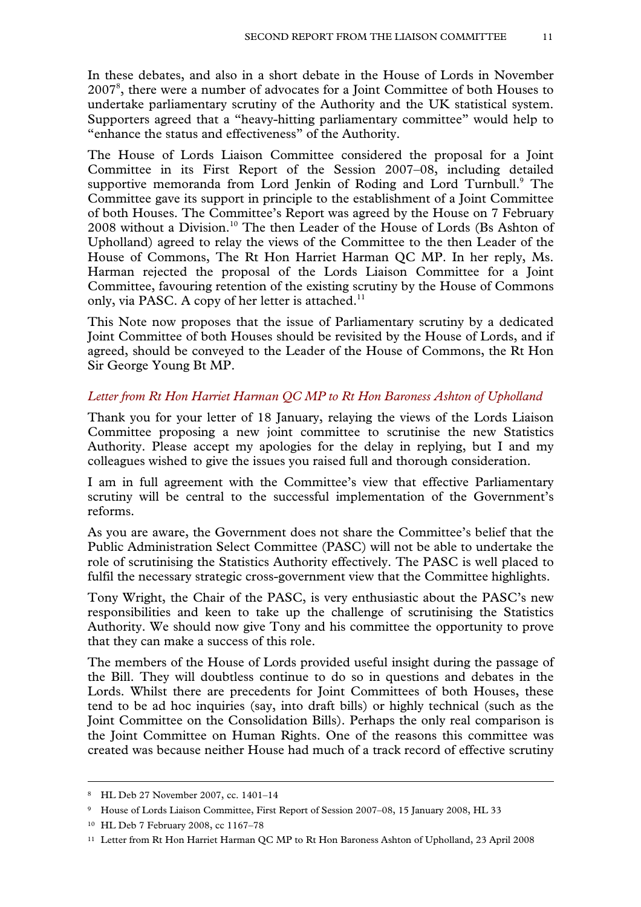In these debates, and also in a short debate in the House of Lords in November 2007[8], there were a number of advocates for a Joint Committee of both Houses to undertake parliamentary scrutiny of the Authority and the UK statistical system. Supporters agreed that a "heavy-hitting parliamentary committee" would help to "enhance the status and effectiveness" of the Authority.

The House of Lords Liaison Committee considered the proposal for a Joint Committee in its First Report of the Session 2007–08, including detailed supportive memoranda from Lord Jenkin of Roding and Lord Turnbull.[9] The Committee gave its support in principle to the establishment of a Joint Committee of both Houses. The Committee's Report was agreed by the House on 7 February 2008 without a Division.[10] The then Leader of the House of Lords (Bs Ashton of Upholland) agreed to relay the views of the Committee to the then Leader of the House of Commons, The Rt Hon Harriet Harman QC MP. In her reply, Ms. Harman rejected the proposal of the Lords Liaison Committee for a Joint Committee, favouring retention of the existing scrutiny by the House of Commons only, via PASC. A copy of her letter is attached.[11]

This Note now proposes that the issue of Parliamentary scrutiny by a dedicated Joint Committee of both Houses should be revisited by the House of Lords, and if agreed, should be conveyed to the Leader of the House of Commons, the Rt Hon Sir George Young Bt MP.

*Letter from Rt Hon Harriet Harman QC MP to Rt Hon Baroness Ashton of Upholland*

Thank you for your letter of 18 January, relaying the views of the Lords Liaison Committee proposing a new joint committee to scrutinise the new Statistics Authority. Please accept my apologies for the delay in replying, but I and my colleagues wished to give the issues you raised full and thorough consideration.

I am in full agreement with the Committee's view that effective Parliamentary scrutiny will be central to the successful implementation of the Government's reforms.

As you are aware, the Government does not share the Committee's belief that the Public Administration Select Committee (PASC) will not be able to undertake the role of scrutinising the Statistics Authority effectively. The PASC is well placed to fulfil the necessary strategic cross-government view that the Committee highlights.

Tony Wright, the Chair of the PASC, is very enthusiastic about the PASC's new responsibilities and keen to take up the challenge of scrutinising the Statistics Authority. We should now give Tony and his committee the opportunity to prove that they can make a success of this role.

The members of the House of Lords provided useful insight during the passage of the Bill. They will doubtless continue to do so in questions and debates in the Lords. Whilst there are precedents for Joint Committees of both Houses, these tend to be ad hoc inquiries (say, into draft bills) or highly technical (such as the Joint Committee on the Consolidation Bills). Perhaps the only real comparison is the Joint Committee on Human Rights. One of the reasons this committee was created was because neither House had much of a track record of effective scrutiny

---

[8] HL Deb 27 November 2007, cc. 1401–14

[9] House of Lords Liaison Committee, First Report of Session 2007–08, 15 January 2008, HL 33

[10] HL Deb 7 February 2008, cc 1167–78

[11] Letter from Rt Hon Harriet Harman QC MP to Rt Hon Baroness Ashton of Upholland, 23 April 2008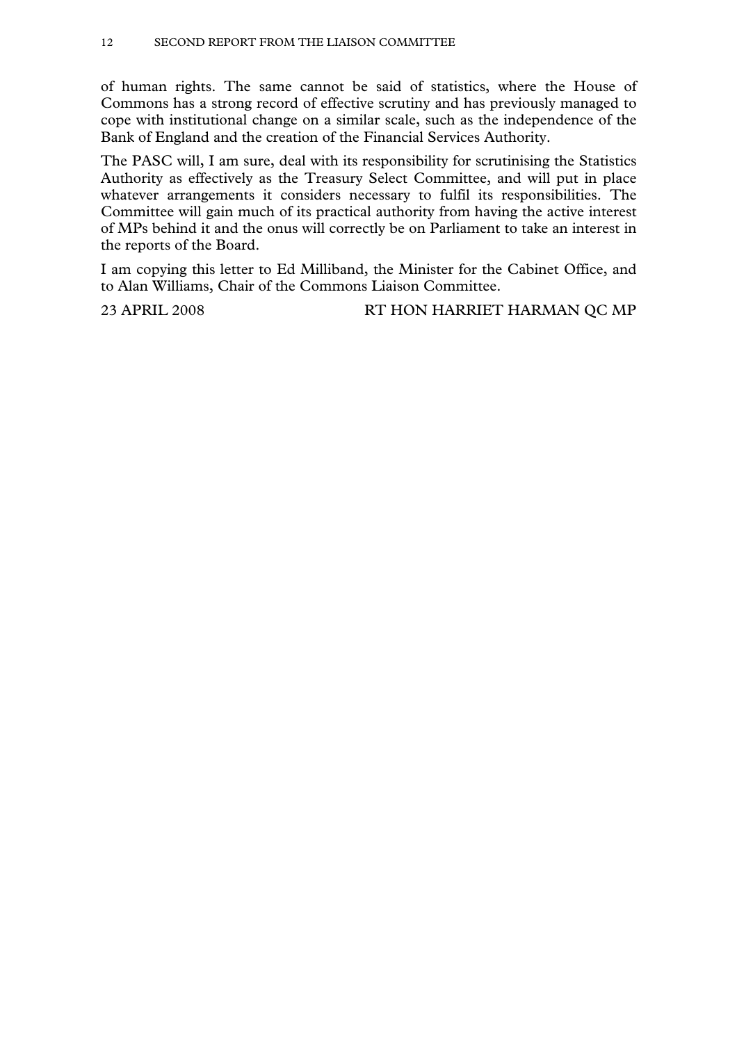of human rights. The same cannot be said of statistics, where the House of Commons has a strong record of effective scrutiny and has previously managed to cope with institutional change on a similar scale, such as the independence of the Bank of England and the creation of the Financial Services Authority.

The PASC will, I am sure, deal with its responsibility for scrutinising the Statistics Authority as effectively as the Treasury Select Committee, and will put in place whatever arrangements it considers necessary to fulfil its responsibilities. The Committee will gain much of its practical authority from having the active interest of MPs behind it and the onus will correctly be on Parliament to take an interest in the reports of the Board.

I am copying this letter to Ed Milliband, the Minister for the Cabinet Office, and to Alan Williams, Chair of the Commons Liaison Committee.

23 APRIL 2008 RT HON HARRIET HARMAN QC MP